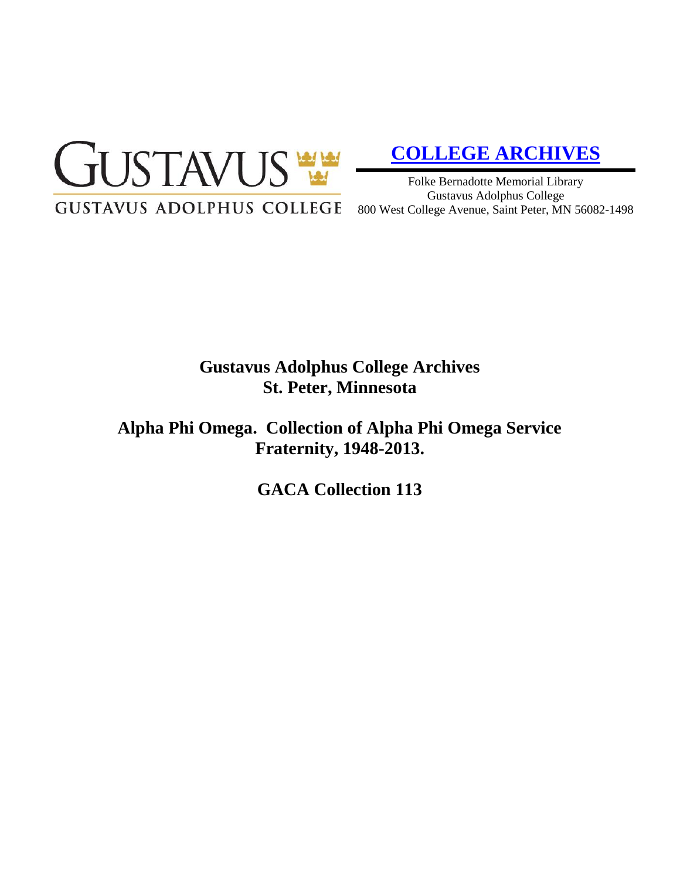GUSTAVUS
GUSTAVUS ADOLPHUS COLLEGE

**[COLLEGE ARCHIVES]**

Folke Bernadotte Memorial Library
Gustavus Adolphus College
800 West College Avenue, Saint Peter, MN 56082-1498

# Gustavus Adolphus College Archives
# St. Peter, Minnesota

## Alpha Phi Omega. Collection of Alpha Phi Omega Service Fraternity, 1948-2013.

## GACA Collection 113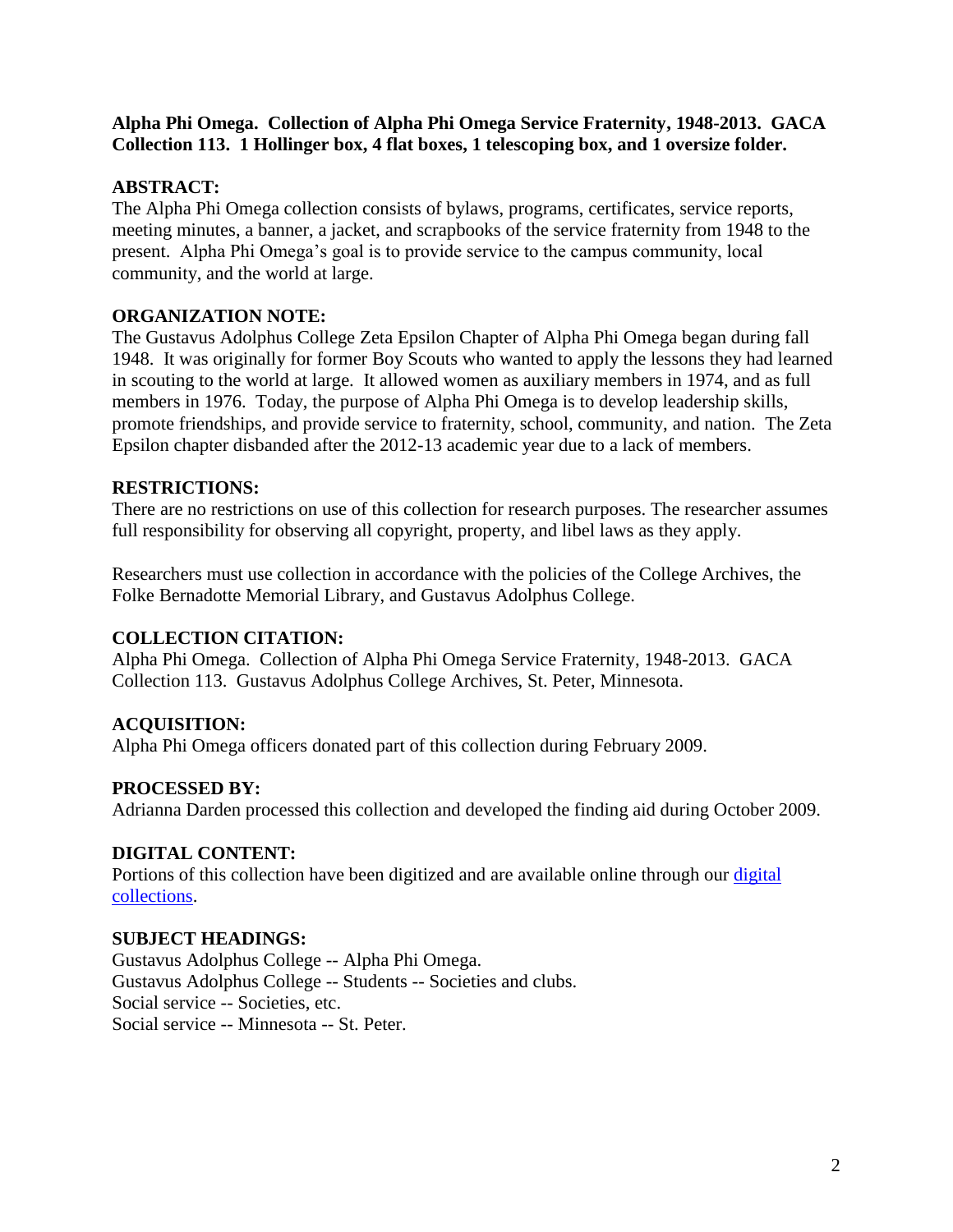**Alpha Phi Omega. Collection of Alpha Phi Omega Service Fraternity, 1948-2013. GACA Collection 113. 1 Hollinger box, 4 flat boxes, 1 telescoping box, and 1 oversize folder.**

## ABSTRACT:

The Alpha Phi Omega collection consists of bylaws, programs, certificates, service reports, meeting minutes, a banner, a jacket, and scrapbooks of the service fraternity from 1948 to the present. Alpha Phi Omega's goal is to provide service to the campus community, local community, and the world at large.

## ORGANIZATION NOTE:

The Gustavus Adolphus College Zeta Epsilon Chapter of Alpha Phi Omega began during fall 1948. It was originally for former Boy Scouts who wanted to apply the lessons they had learned in scouting to the world at large. It allowed women as auxiliary members in 1974, and as full members in 1976. Today, the purpose of Alpha Phi Omega is to develop leadership skills, promote friendships, and provide service to fraternity, school, community, and nation. The Zeta Epsilon chapter disbanded after the 2012-13 academic year due to a lack of members.

## RESTRICTIONS:

There are no restrictions on use of this collection for research purposes. The researcher assumes full responsibility for observing all copyright, property, and libel laws as they apply.

Researchers must use collection in accordance with the policies of the College Archives, the Folke Bernadotte Memorial Library, and Gustavus Adolphus College.

## COLLECTION CITATION:

Alpha Phi Omega. Collection of Alpha Phi Omega Service Fraternity, 1948-2013. GACA Collection 113. Gustavus Adolphus College Archives, St. Peter, Minnesota.

## ACQUISITION:

Alpha Phi Omega officers donated part of this collection during February 2009.

## PROCESSED BY:

Adrianna Darden processed this collection and developed the finding aid during October 2009.

## DIGITAL CONTENT:

Portions of this collection have been digitized and are available online through our digital collections.

## SUBJECT HEADINGS:

Gustavus Adolphus College -- Alpha Phi Omega.
Gustavus Adolphus College -- Students -- Societies and clubs.
Social service -- Societies, etc.
Social service -- Minnesota -- St. Peter.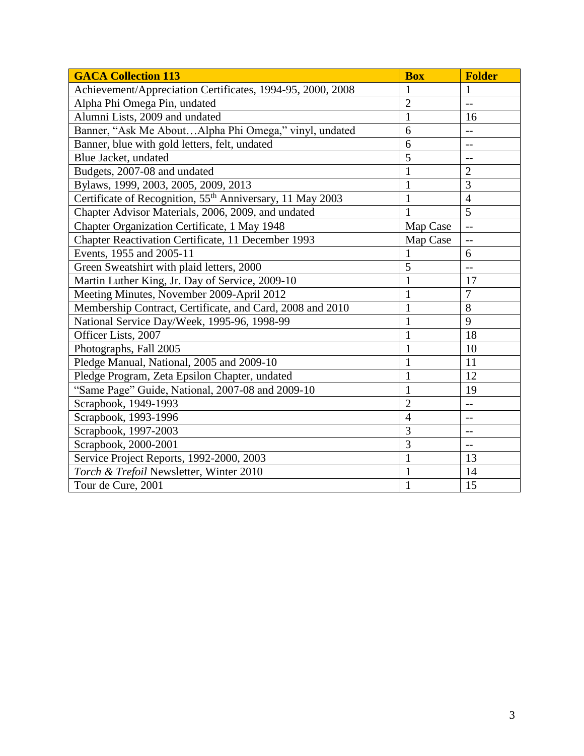| GACA Collection 113 | Box | Folder |
| --- | --- | --- |
| Achievement/Appreciation Certificates, 1994-95, 2000, 2008 | 1 | 1 |
| Alpha Phi Omega Pin, undated | 2 | -- |
| Alumni Lists, 2009 and undated | 1 | 16 |
| Banner, "Ask Me About…Alpha Phi Omega," vinyl, undated | 6 | -- |
| Banner, blue with gold letters, felt, undated | 6 | -- |
| Blue Jacket, undated | 5 | -- |
| Budgets, 2007-08 and undated | 1 | 2 |
| Bylaws, 1999, 2003, 2005, 2009, 2013 | 1 | 3 |
| Certificate of Recognition, 55th Anniversary, 11 May 2003 | 1 | 4 |
| Chapter Advisor Materials, 2006, 2009, and undated | 1 | 5 |
| Chapter Organization Certificate, 1 May 1948 | Map Case | -- |
| Chapter Reactivation Certificate, 11 December 1993 | Map Case | -- |
| Events, 1955 and 2005-11 | 1 | 6 |
| Green Sweatshirt with plaid letters, 2000 | 5 | -- |
| Martin Luther King, Jr. Day of Service, 2009-10 | 1 | 17 |
| Meeting Minutes, November 2009-April 2012 | 1 | 7 |
| Membership Contract, Certificate, and Card, 2008 and 2010 | 1 | 8 |
| National Service Day/Week, 1995-96, 1998-99 | 1 | 9 |
| Officer Lists, 2007 | 1 | 18 |
| Photographs, Fall 2005 | 1 | 10 |
| Pledge Manual, National, 2005 and 2009-10 | 1 | 11 |
| Pledge Program, Zeta Epsilon Chapter, undated | 1 | 12 |
| "Same Page" Guide, National, 2007-08 and 2009-10 | 1 | 19 |
| Scrapbook, 1949-1993 | 2 | -- |
| Scrapbook, 1993-1996 | 4 | -- |
| Scrapbook, 1997-2003 | 3 | -- |
| Scrapbook, 2000-2001 | 3 | -- |
| Service Project Reports, 1992-2000, 2003 | 1 | 13 |
| *Torch & Trefoil* Newsletter, Winter 2010 | 1 | 14 |
| Tour de Cure, 2001 | 1 | 15 |